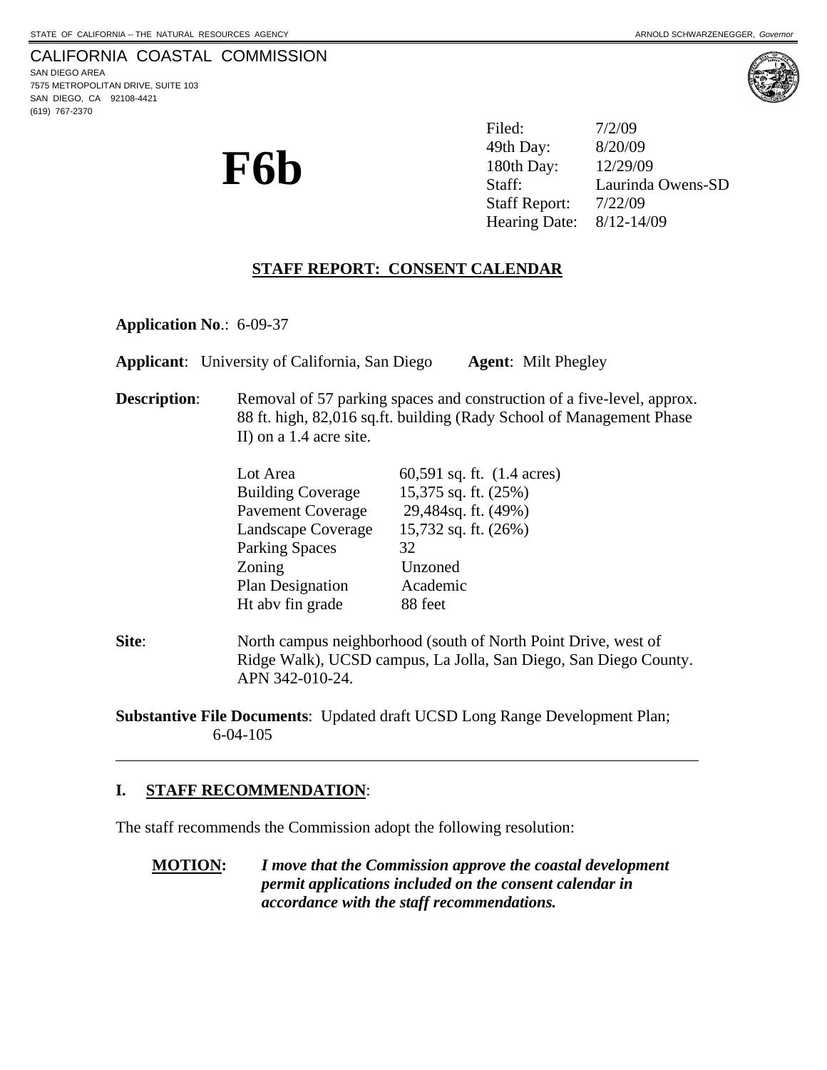STATE OF CALIFORNIA -- THE NATURAL RESOURCES AGENCY — ARNOLD SCHWARZENEGGER, *Governor*

CALIFORNIA COASTAL COMMISSION
SAN DIEGO AREA
7575 METROPOLITAN DRIVE, SUITE 103
SAN DIEGO, CA 92108-4421
(619) 767-2370

# F6b

| | |
|---|---|
| Filed: | 7/2/09 |
| 49th Day: | 8/20/09 |
| 180th Day: | 12/29/09 |
| Staff: | Laurinda Owens-SD |
| Staff Report: | 7/22/09 |
| Hearing Date: | 8/12-14/09 |

## STAFF REPORT: CONSENT CALENDAR

**Application No**.: 6-09-37

**Applicant**: University of California, San Diego **Agent**: Milt Phegley

**Description**: Removal of 57 parking spaces and construction of a five-level, approx. 88 ft. high, 82,016 sq.ft. building (Rady School of Management Phase II) on a 1.4 acre site.

| | |
|---|---|
| Lot Area | 60,591 sq. ft. (1.4 acres) |
| Building Coverage | 15,375 sq. ft. (25%) |
| Pavement Coverage | 29,484sq. ft. (49%) |
| Landscape Coverage | 15,732 sq. ft. (26%) |
| Parking Spaces | 32 |
| Zoning | Unzoned |
| Plan Designation | Academic |
| Ht abv fin grade | 88 feet |

**Site**: North campus neighborhood (south of North Point Drive, west of Ridge Walk), UCSD campus, La Jolla, San Diego, San Diego County. APN 342-010-24.

**Substantive File Documents**: Updated draft UCSD Long Range Development Plan; 6-04-105

---

## I. STAFF RECOMMENDATION:

The staff recommends the Commission adopt the following resolution:

**MOTION:** ***I move that the Commission approve the coastal development permit applications included on the consent calendar in accordance with the staff recommendations.***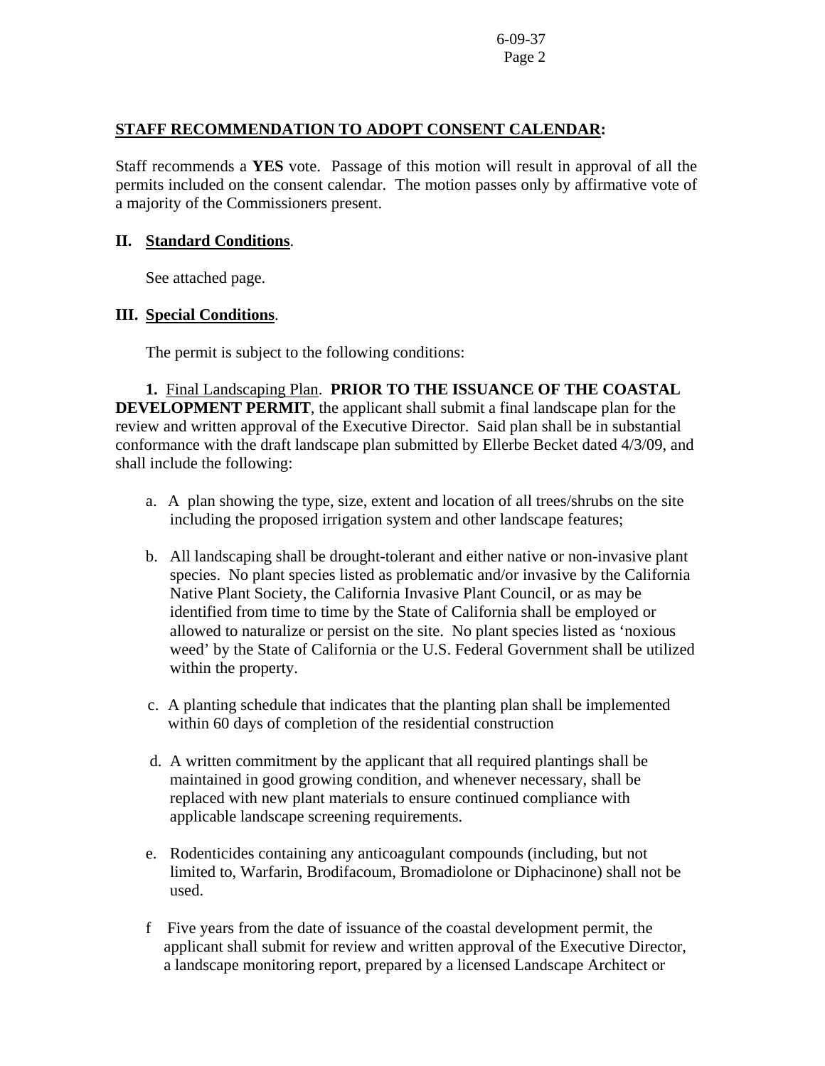**STAFF RECOMMENDATION TO ADOPT CONSENT CALENDAR:**

Staff recommends a **YES** vote. Passage of this motion will result in approval of all the permits included on the consent calendar. The motion passes only by affirmative vote of a majority of the Commissioners present.

## II. Standard Conditions.

See attached page.

## III. Special Conditions.

The permit is subject to the following conditions:

**1.** Final Landscaping Plan. **PRIOR TO THE ISSUANCE OF THE COASTAL DEVELOPMENT PERMIT**, the applicant shall submit a final landscape plan for the review and written approval of the Executive Director. Said plan shall be in substantial conformance with the draft landscape plan submitted by Ellerbe Becket dated 4/3/09, and shall include the following:

a. A plan showing the type, size, extent and location of all trees/shrubs on the site including the proposed irrigation system and other landscape features;

b. All landscaping shall be drought-tolerant and either native or non-invasive plant species. No plant species listed as problematic and/or invasive by the California Native Plant Society, the California Invasive Plant Council, or as may be identified from time to time by the State of California shall be employed or allowed to naturalize or persist on the site. No plant species listed as 'noxious weed' by the State of California or the U.S. Federal Government shall be utilized within the property.

c. A planting schedule that indicates that the planting plan shall be implemented within 60 days of completion of the residential construction

d. A written commitment by the applicant that all required plantings shall be maintained in good growing condition, and whenever necessary, shall be replaced with new plant materials to ensure continued compliance with applicable landscape screening requirements.

e. Rodenticides containing any anticoagulant compounds (including, but not limited to, Warfarin, Brodifacoum, Bromadiolone or Diphacinone) shall not be used.

f Five years from the date of issuance of the coastal development permit, the applicant shall submit for review and written approval of the Executive Director, a landscape monitoring report, prepared by a licensed Landscape Architect or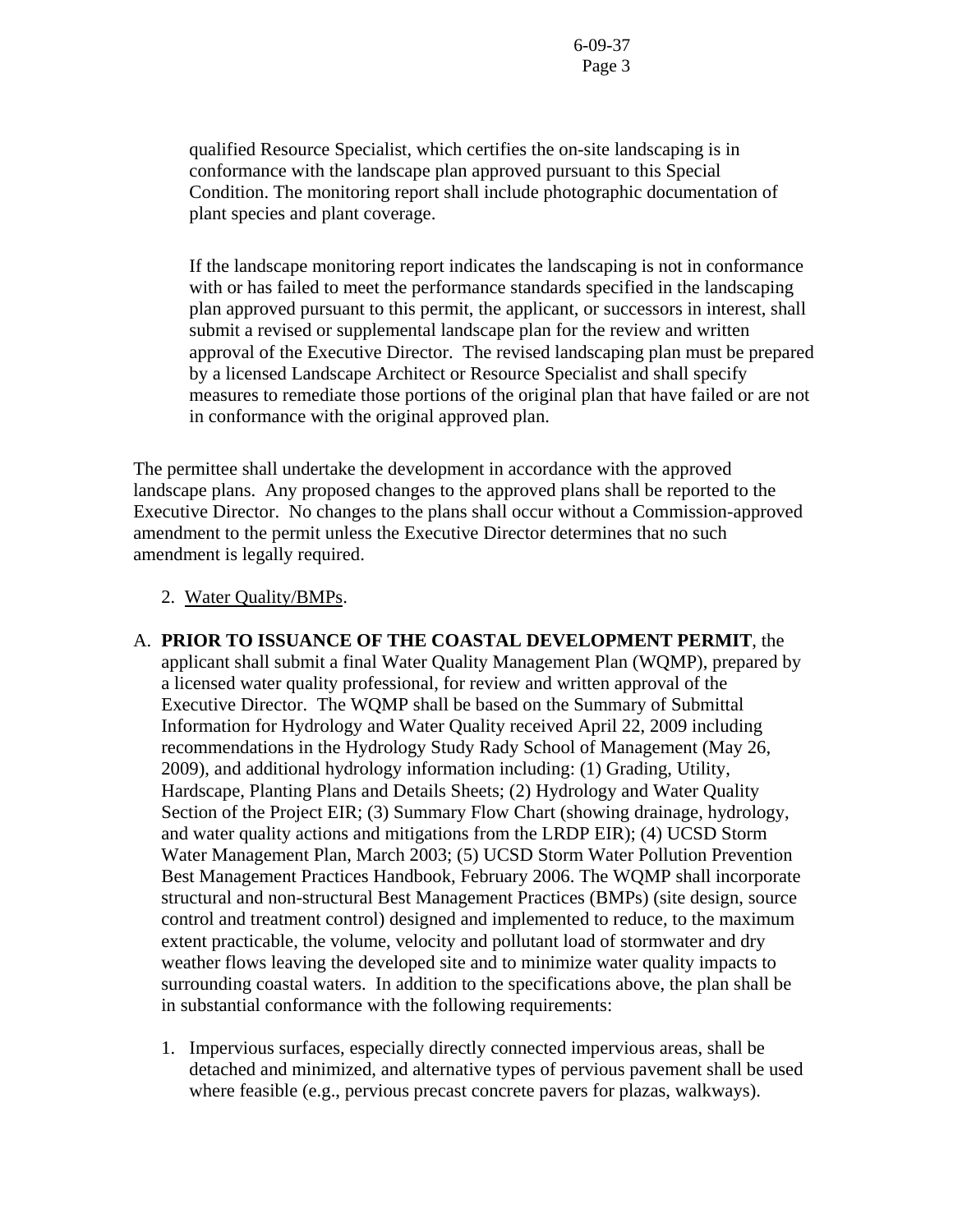qualified Resource Specialist, which certifies the on-site landscaping is in conformance with the landscape plan approved pursuant to this Special Condition. The monitoring report shall include photographic documentation of plant species and plant coverage.

If the landscape monitoring report indicates the landscaping is not in conformance with or has failed to meet the performance standards specified in the landscaping plan approved pursuant to this permit, the applicant, or successors in interest, shall submit a revised or supplemental landscape plan for the review and written approval of the Executive Director. The revised landscaping plan must be prepared by a licensed Landscape Architect or Resource Specialist and shall specify measures to remediate those portions of the original plan that have failed or are not in conformance with the original approved plan.

The permittee shall undertake the development in accordance with the approved landscape plans. Any proposed changes to the approved plans shall be reported to the Executive Director. No changes to the plans shall occur without a Commission-approved amendment to the permit unless the Executive Director determines that no such amendment is legally required.

2. Water Quality/BMPs.

A. **PRIOR TO ISSUANCE OF THE COASTAL DEVELOPMENT PERMIT**, the applicant shall submit a final Water Quality Management Plan (WQMP), prepared by a licensed water quality professional, for review and written approval of the Executive Director. The WQMP shall be based on the Summary of Submittal Information for Hydrology and Water Quality received April 22, 2009 including recommendations in the Hydrology Study Rady School of Management (May 26, 2009), and additional hydrology information including: (1) Grading, Utility, Hardscape, Planting Plans and Details Sheets; (2) Hydrology and Water Quality Section of the Project EIR; (3) Summary Flow Chart (showing drainage, hydrology, and water quality actions and mitigations from the LRDP EIR); (4) UCSD Storm Water Management Plan, March 2003; (5) UCSD Storm Water Pollution Prevention Best Management Practices Handbook, February 2006. The WQMP shall incorporate structural and non-structural Best Management Practices (BMPs) (site design, source control and treatment control) designed and implemented to reduce, to the maximum extent practicable, the volume, velocity and pollutant load of stormwater and dry weather flows leaving the developed site and to minimize water quality impacts to surrounding coastal waters. In addition to the specifications above, the plan shall be in substantial conformance with the following requirements:

1. Impervious surfaces, especially directly connected impervious areas, shall be detached and minimized, and alternative types of pervious pavement shall be used where feasible (e.g., pervious precast concrete pavers for plazas, walkways).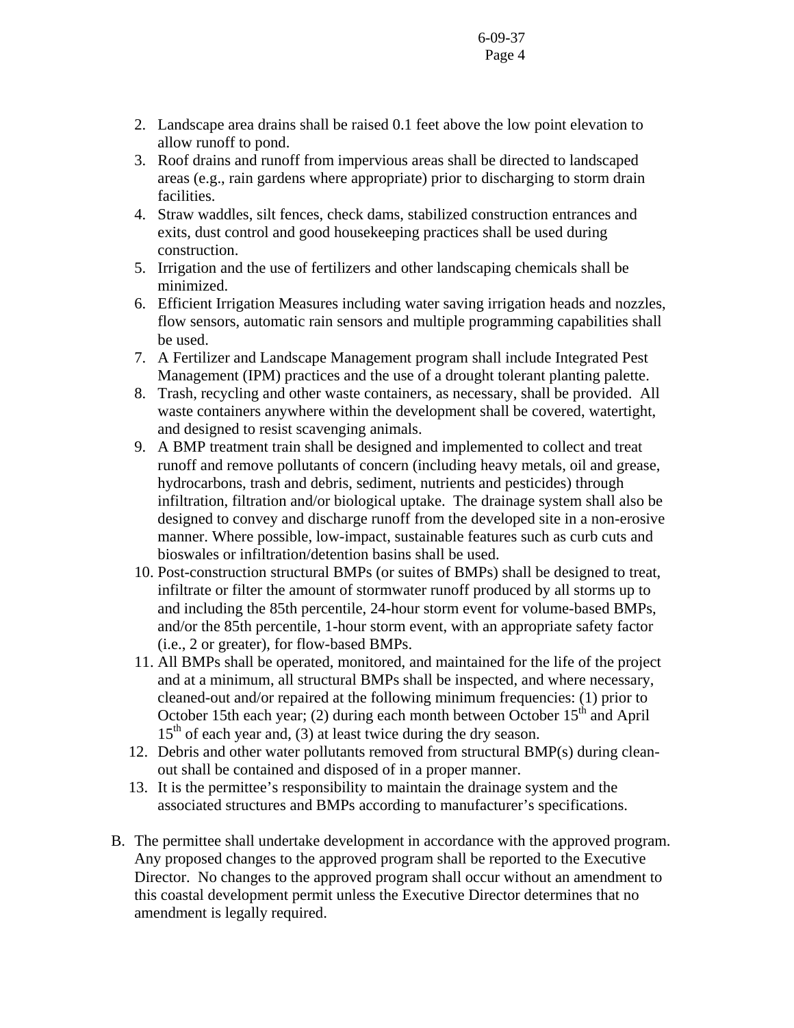2. Landscape area drains shall be raised 0.1 feet above the low point elevation to allow runoff to pond.
3. Roof drains and runoff from impervious areas shall be directed to landscaped areas (e.g., rain gardens where appropriate) prior to discharging to storm drain facilities.
4. Straw waddles, silt fences, check dams, stabilized construction entrances and exits, dust control and good housekeeping practices shall be used during construction.
5. Irrigation and the use of fertilizers and other landscaping chemicals shall be minimized.
6. Efficient Irrigation Measures including water saving irrigation heads and nozzles, flow sensors, automatic rain sensors and multiple programming capabilities shall be used.
7. A Fertilizer and Landscape Management program shall include Integrated Pest Management (IPM) practices and the use of a drought tolerant planting palette.
8. Trash, recycling and other waste containers, as necessary, shall be provided. All waste containers anywhere within the development shall be covered, watertight, and designed to resist scavenging animals.
9. A BMP treatment train shall be designed and implemented to collect and treat runoff and remove pollutants of concern (including heavy metals, oil and grease, hydrocarbons, trash and debris, sediment, nutrients and pesticides) through infiltration, filtration and/or biological uptake. The drainage system shall also be designed to convey and discharge runoff from the developed site in a non-erosive manner. Where possible, low-impact, sustainable features such as curb cuts and bioswales or infiltration/detention basins shall be used.
10. Post-construction structural BMPs (or suites of BMPs) shall be designed to treat, infiltrate or filter the amount of stormwater runoff produced by all storms up to and including the 85th percentile, 24-hour storm event for volume-based BMPs, and/or the 85th percentile, 1-hour storm event, with an appropriate safety factor (i.e., 2 or greater), for flow-based BMPs.
11. All BMPs shall be operated, monitored, and maintained for the life of the project and at a minimum, all structural BMPs shall be inspected, and where necessary, cleaned-out and/or repaired at the following minimum frequencies: (1) prior to October 15th each year; (2) during each month between October 15th and April 15th of each year and, (3) at least twice during the dry season.
12. Debris and other water pollutants removed from structural BMP(s) during clean-out shall be contained and disposed of in a proper manner.
13. It is the permittee's responsibility to maintain the drainage system and the associated structures and BMPs according to manufacturer's specifications.

B. The permittee shall undertake development in accordance with the approved program. Any proposed changes to the approved program shall be reported to the Executive Director. No changes to the approved program shall occur without an amendment to this coastal development permit unless the Executive Director determines that no amendment is legally required.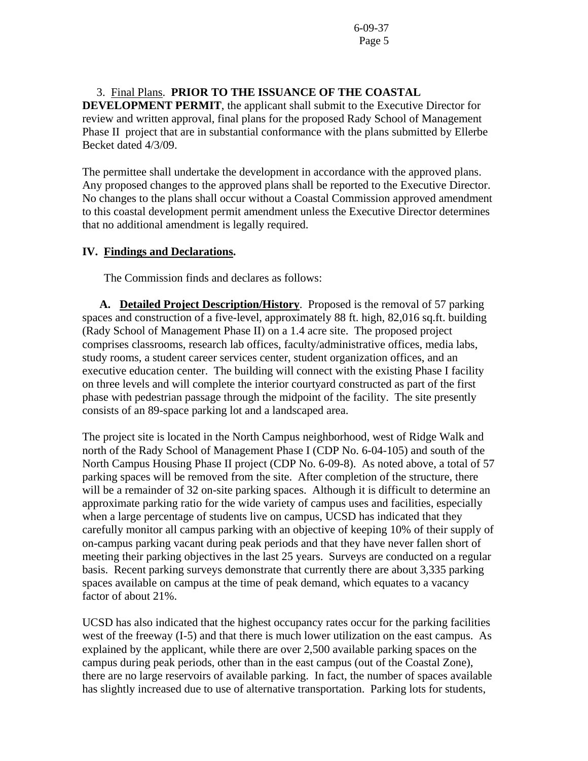3. Final Plans. **PRIOR TO THE ISSUANCE OF THE COASTAL DEVELOPMENT PERMIT**, the applicant shall submit to the Executive Director for review and written approval, final plans for the proposed Rady School of Management Phase II project that are in substantial conformance with the plans submitted by Ellerbe Becket dated 4/3/09.

The permittee shall undertake the development in accordance with the approved plans. Any proposed changes to the approved plans shall be reported to the Executive Director. No changes to the plans shall occur without a Coastal Commission approved amendment to this coastal development permit amendment unless the Executive Director determines that no additional amendment is legally required.

## IV. Findings and Declarations.

The Commission finds and declares as follows:

**A. Detailed Project Description/History**. Proposed is the removal of 57 parking spaces and construction of a five-level, approximately 88 ft. high, 82,016 sq.ft. building (Rady School of Management Phase II) on a 1.4 acre site. The proposed project comprises classrooms, research lab offices, faculty/administrative offices, media labs, study rooms, a student career services center, student organization offices, and an executive education center. The building will connect with the existing Phase I facility on three levels and will complete the interior courtyard constructed as part of the first phase with pedestrian passage through the midpoint of the facility. The site presently consists of an 89-space parking lot and a landscaped area.

The project site is located in the North Campus neighborhood, west of Ridge Walk and north of the Rady School of Management Phase I (CDP No. 6-04-105) and south of the North Campus Housing Phase II project (CDP No. 6-09-8). As noted above, a total of 57 parking spaces will be removed from the site. After completion of the structure, there will be a remainder of 32 on-site parking spaces. Although it is difficult to determine an approximate parking ratio for the wide variety of campus uses and facilities, especially when a large percentage of students live on campus, UCSD has indicated that they carefully monitor all campus parking with an objective of keeping 10% of their supply of on-campus parking vacant during peak periods and that they have never fallen short of meeting their parking objectives in the last 25 years. Surveys are conducted on a regular basis. Recent parking surveys demonstrate that currently there are about 3,335 parking spaces available on campus at the time of peak demand, which equates to a vacancy factor of about 21%.

UCSD has also indicated that the highest occupancy rates occur for the parking facilities west of the freeway (I-5) and that there is much lower utilization on the east campus. As explained by the applicant, while there are over 2,500 available parking spaces on the campus during peak periods, other than in the east campus (out of the Coastal Zone), there are no large reservoirs of available parking. In fact, the number of spaces available has slightly increased due to use of alternative transportation. Parking lots for students,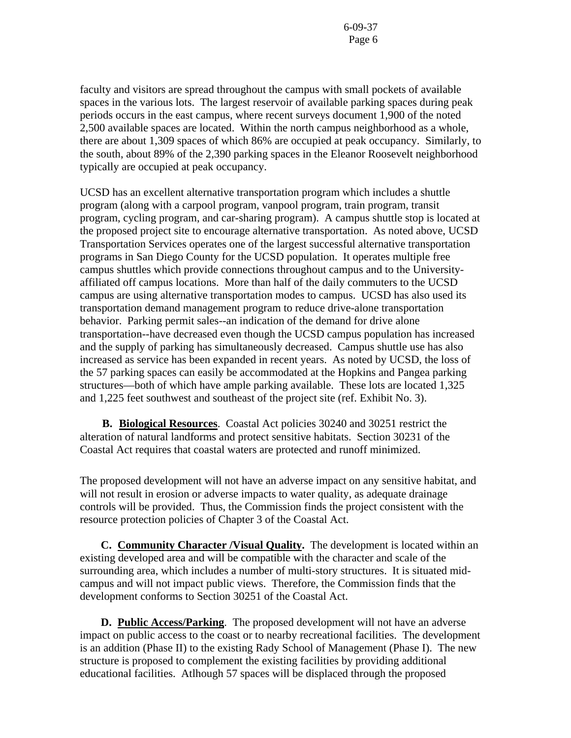faculty and visitors are spread throughout the campus with small pockets of available spaces in the various lots. The largest reservoir of available parking spaces during peak periods occurs in the east campus, where recent surveys document 1,900 of the noted 2,500 available spaces are located. Within the north campus neighborhood as a whole, there are about 1,309 spaces of which 86% are occupied at peak occupancy. Similarly, to the south, about 89% of the 2,390 parking spaces in the Eleanor Roosevelt neighborhood typically are occupied at peak occupancy.

UCSD has an excellent alternative transportation program which includes a shuttle program (along with a carpool program, vanpool program, train program, transit program, cycling program, and car-sharing program). A campus shuttle stop is located at the proposed project site to encourage alternative transportation. As noted above, UCSD Transportation Services operates one of the largest successful alternative transportation programs in San Diego County for the UCSD population. It operates multiple free campus shuttles which provide connections throughout campus and to the University-affiliated off campus locations. More than half of the daily commuters to the UCSD campus are using alternative transportation modes to campus. UCSD has also used its transportation demand management program to reduce drive-alone transportation behavior. Parking permit sales--an indication of the demand for drive alone transportation--have decreased even though the UCSD campus population has increased and the supply of parking has simultaneously decreased. Campus shuttle use has also increased as service has been expanded in recent years. As noted by UCSD, the loss of the 57 parking spaces can easily be accommodated at the Hopkins and Pangea parking structures—both of which have ample parking available. These lots are located 1,325 and 1,225 feet southwest and southeast of the project site (ref. Exhibit No. 3).

**B. Biological Resources**. Coastal Act policies 30240 and 30251 restrict the alteration of natural landforms and protect sensitive habitats. Section 30231 of the Coastal Act requires that coastal waters are protected and runoff minimized.

The proposed development will not have an adverse impact on any sensitive habitat, and will not result in erosion or adverse impacts to water quality, as adequate drainage controls will be provided. Thus, the Commission finds the project consistent with the resource protection policies of Chapter 3 of the Coastal Act.

**C. Community Character /Visual Quality.** The development is located within an existing developed area and will be compatible with the character and scale of the surrounding area, which includes a number of multi-story structures. It is situated mid-campus and will not impact public views. Therefore, the Commission finds that the development conforms to Section 30251 of the Coastal Act.

**D. Public Access/Parking**. The proposed development will not have an adverse impact on public access to the coast or to nearby recreational facilities. The development is an addition (Phase II) to the existing Rady School of Management (Phase I). The new structure is proposed to complement the existing facilities by providing additional educational facilities. Atlhough 57 spaces will be displaced through the proposed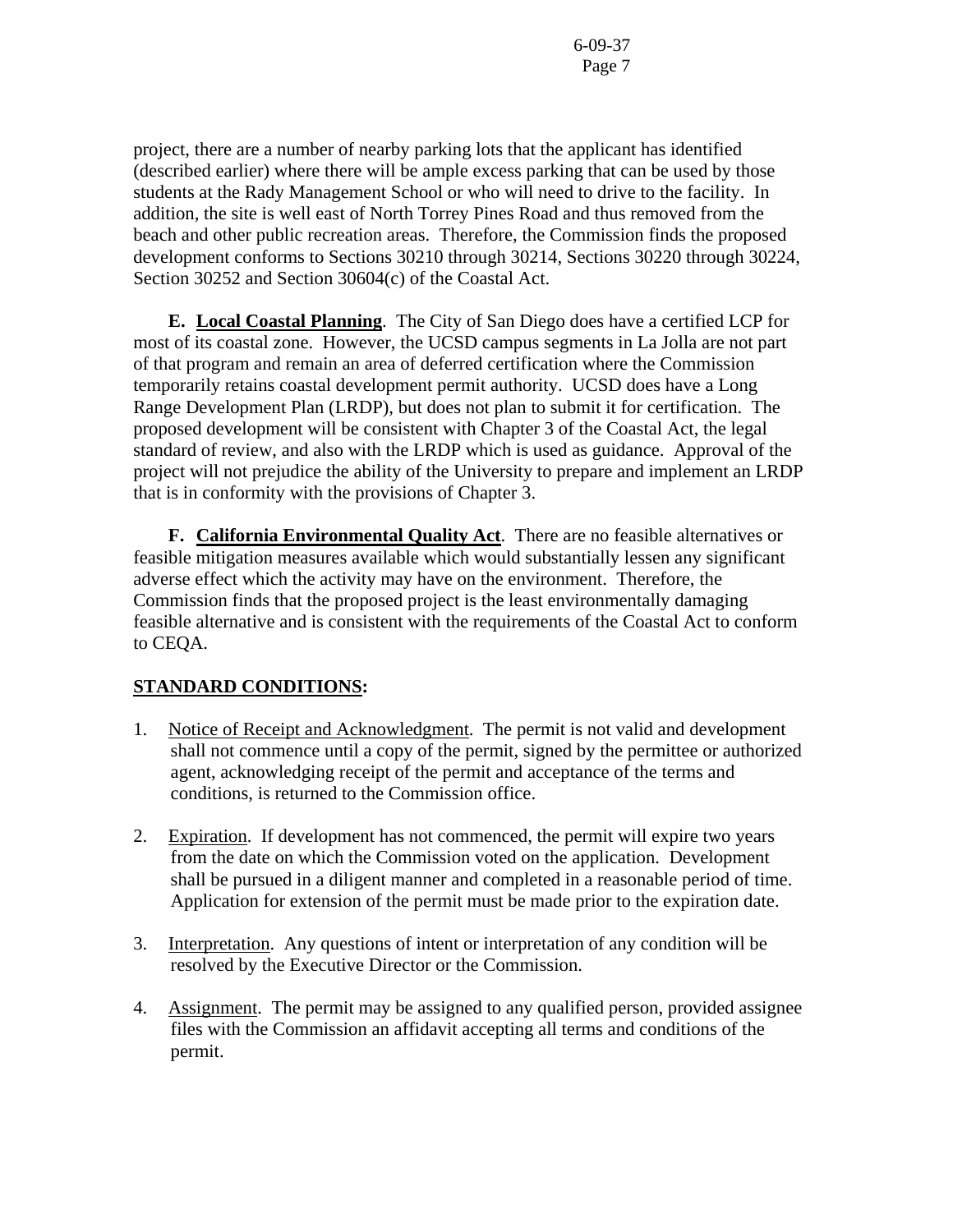project, there are a number of nearby parking lots that the applicant has identified (described earlier) where there will be ample excess parking that can be used by those students at the Rady Management School or who will need to drive to the facility. In addition, the site is well east of North Torrey Pines Road and thus removed from the beach and other public recreation areas. Therefore, the Commission finds the proposed development conforms to Sections 30210 through 30214, Sections 30220 through 30224, Section 30252 and Section 30604(c) of the Coastal Act.

**E. Local Coastal Planning**. The City of San Diego does have a certified LCP for most of its coastal zone. However, the UCSD campus segments in La Jolla are not part of that program and remain an area of deferred certification where the Commission temporarily retains coastal development permit authority. UCSD does have a Long Range Development Plan (LRDP), but does not plan to submit it for certification. The proposed development will be consistent with Chapter 3 of the Coastal Act, the legal standard of review, and also with the LRDP which is used as guidance. Approval of the project will not prejudice the ability of the University to prepare and implement an LRDP that is in conformity with the provisions of Chapter 3.

**F. California Environmental Quality Act**. There are no feasible alternatives or feasible mitigation measures available which would substantially lessen any significant adverse effect which the activity may have on the environment. Therefore, the Commission finds that the proposed project is the least environmentally damaging feasible alternative and is consistent with the requirements of the Coastal Act to conform to CEQA.

## STANDARD CONDITIONS:

1. Notice of Receipt and Acknowledgment. The permit is not valid and development shall not commence until a copy of the permit, signed by the permittee or authorized agent, acknowledging receipt of the permit and acceptance of the terms and conditions, is returned to the Commission office.

2. Expiration. If development has not commenced, the permit will expire two years from the date on which the Commission voted on the application. Development shall be pursued in a diligent manner and completed in a reasonable period of time. Application for extension of the permit must be made prior to the expiration date.

3. Interpretation. Any questions of intent or interpretation of any condition will be resolved by the Executive Director or the Commission.

4. Assignment. The permit may be assigned to any qualified person, provided assignee files with the Commission an affidavit accepting all terms and conditions of the permit.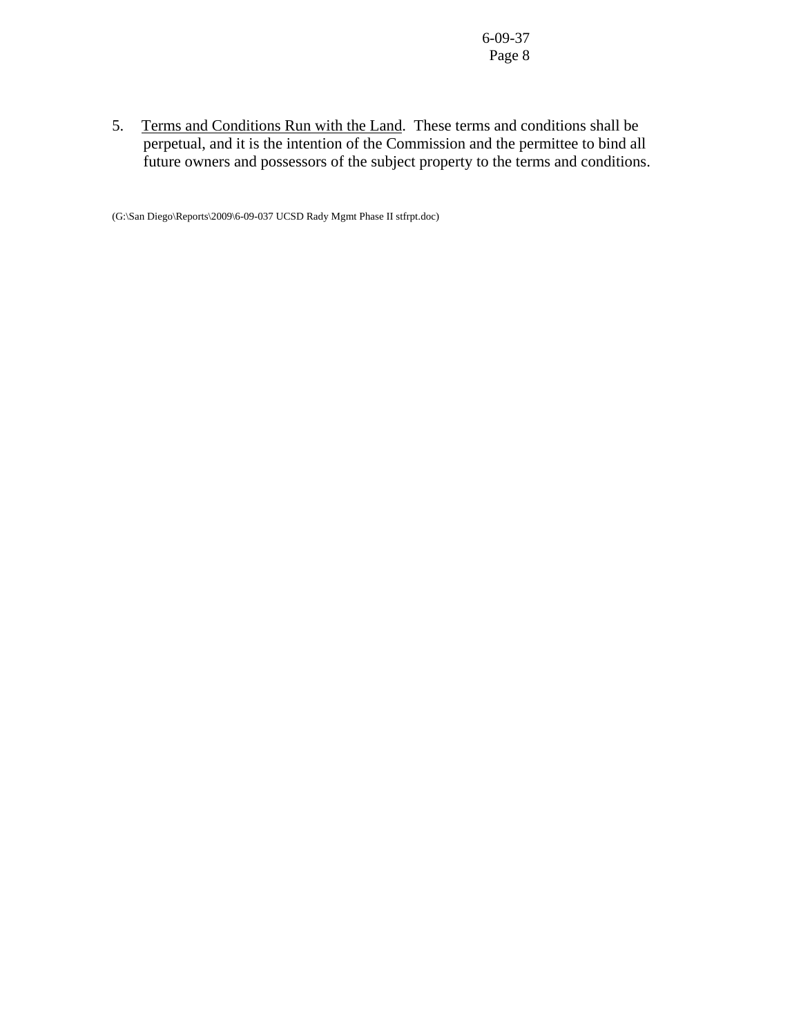5. <u>Terms and Conditions Run with the Land</u>. These terms and conditions shall be perpetual, and it is the intention of the Commission and the permittee to bind all future owners and possessors of the subject property to the terms and conditions.

(G:\San Diego\Reports\2009\6-09-037 UCSD Rady Mgmt Phase II stfrpt.doc)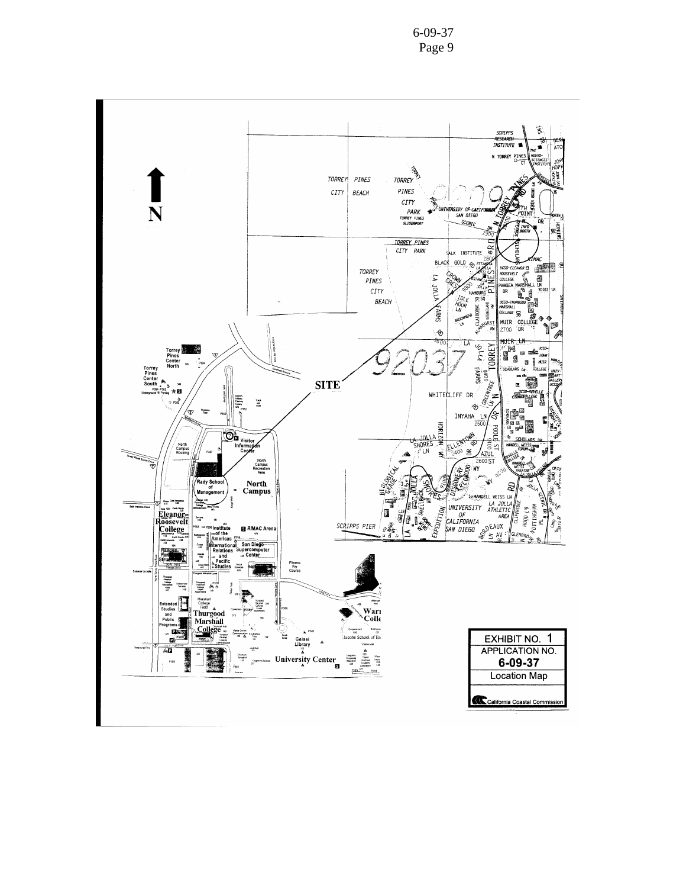SITE

EXHIBIT NO. 1
APPLICATION NO.
**6-09-37**
Location Map

California Coastal Commission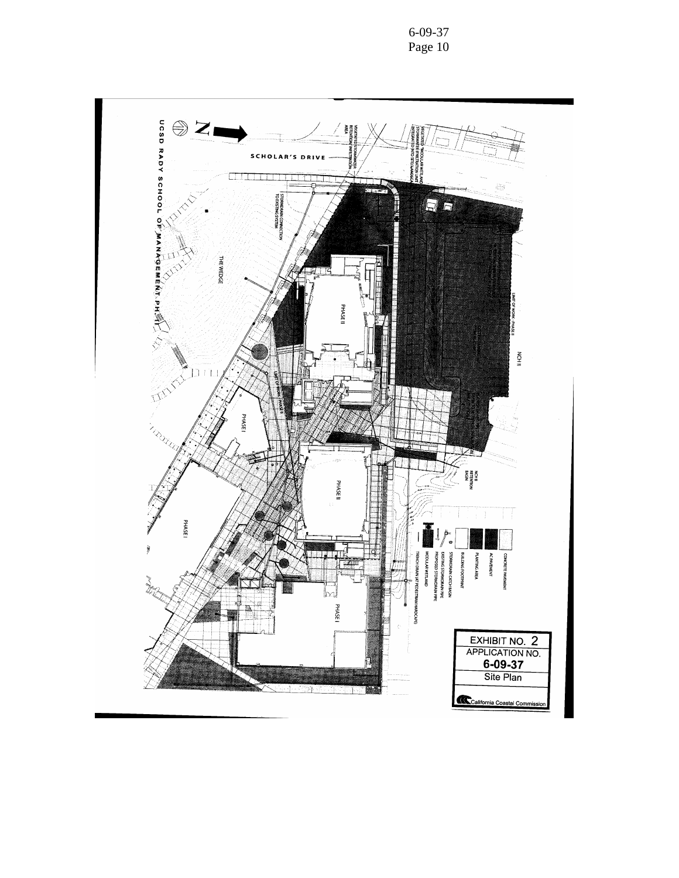EXHIBIT NO. 2
APPLICATION NO.
6-09-37
Site Plan

California Coastal Commission

UCSD RADY SCHOOL OF MANAGEMENT PH. II

SCHOLAR'S DRIVE

THE WEDGE

PHASE II

PHASE I

PHASE II

PHASE I

PHASE I

NCH II

NCH II RETENTION BASIN

LIMIT OF WORK - PHASE II

STORMDRAIN CONNECTION TO EXISTING SYSTEM

VEGETATED STORMWATER RETENTION/INFILTRATION AREA

VEGETATED "MODULAR WETLAND" STORMWATER FILTRATION UNIT INTEGRATED INTO SITE LANDSCAPE

CONCRETE PAVEMENT

AC PAVEMENT

PLANTING AREA

BUILDING FOOTPRINT

STORMDRAIN CATCH BASIN

EXISTING STORMDRAIN PIPE

PROPOSED STORMDRAIN PIPE

MODULAR WETLAND

TRENCH DRAIN (AT PEDESTRIAN HARDSCAPE)